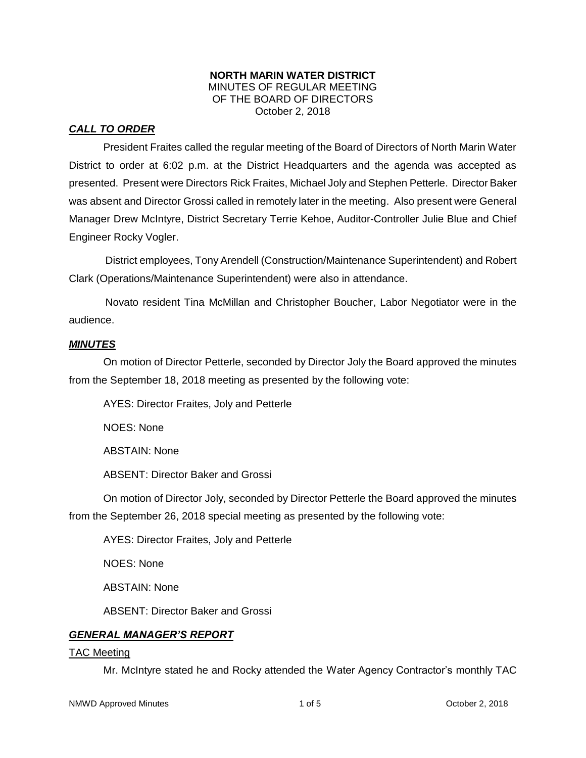**NORTH MARIN WATER DISTRICT**
MINUTES OF REGULAR MEETING
OF THE BOARD OF DIRECTORS
October 2, 2018

***CALL TO ORDER***

President Fraites called the regular meeting of the Board of Directors of North Marin Water District to order at 6:02 p.m. at the District Headquarters and the agenda was accepted as presented. Present were Directors Rick Fraites, Michael Joly and Stephen Petterle. Director Baker was absent and Director Grossi called in remotely later in the meeting. Also present were General Manager Drew McIntyre, District Secretary Terrie Kehoe, Auditor-Controller Julie Blue and Chief Engineer Rocky Vogler.

District employees, Tony Arendell (Construction/Maintenance Superintendent) and Robert Clark (Operations/Maintenance Superintendent) were also in attendance.

Novato resident Tina McMillan and Christopher Boucher, Labor Negotiator were in the audience.

***MINUTES***

On motion of Director Petterle, seconded by Director Joly the Board approved the minutes from the September 18, 2018 meeting as presented by the following vote:

AYES: Director Fraites, Joly and Petterle

NOES: None

ABSTAIN: None

ABSENT: Director Baker and Grossi

On motion of Director Joly, seconded by Director Petterle the Board approved the minutes from the September 26, 2018 special meeting as presented by the following vote:

AYES: Director Fraites, Joly and Petterle

NOES: None

ABSTAIN: None

ABSENT: Director Baker and Grossi

***GENERAL MANAGER'S REPORT***

TAC Meeting

Mr. McIntyre stated he and Rocky attended the Water Agency Contractor's monthly TAC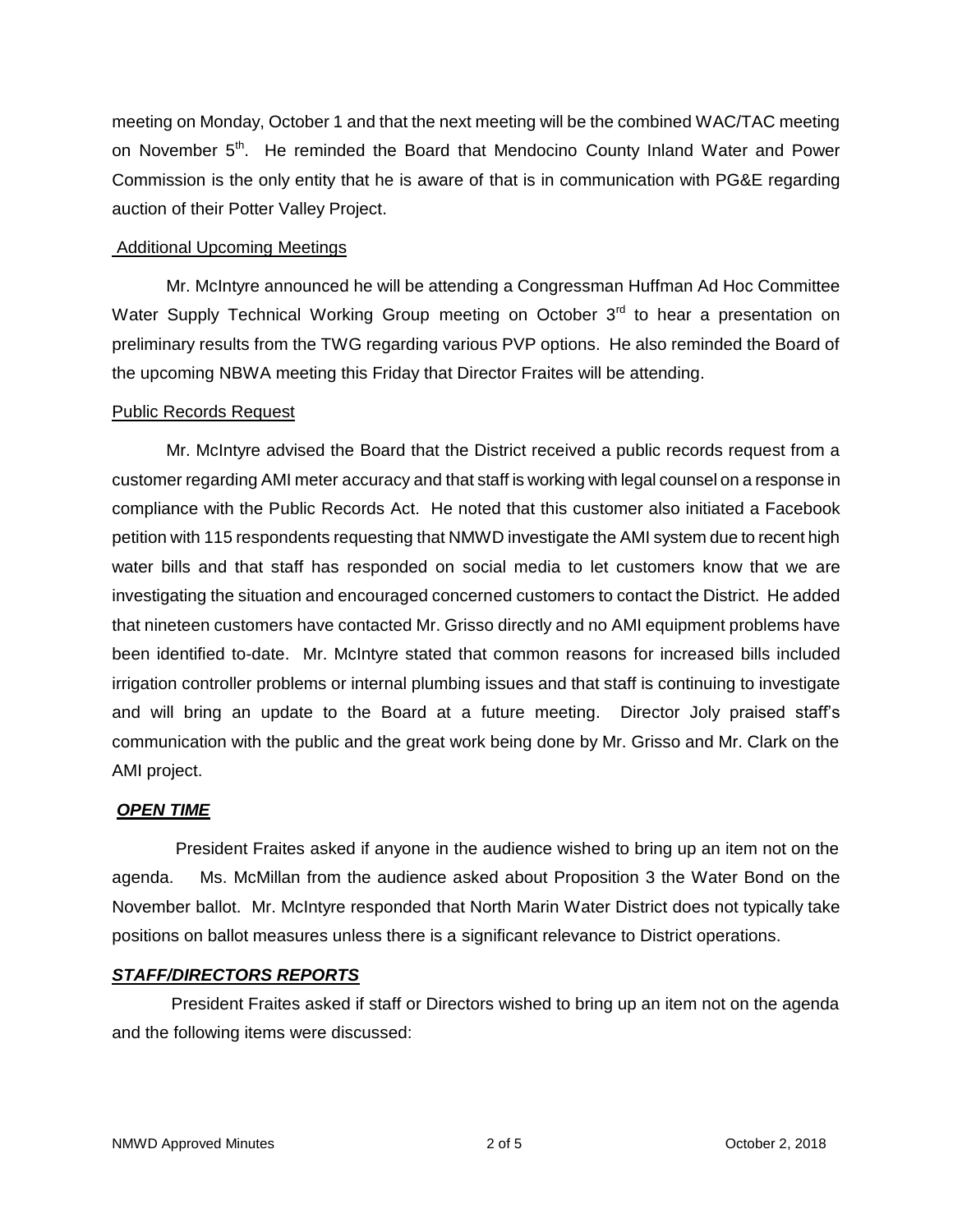meeting on Monday, October 1 and that the next meeting will be the combined WAC/TAC meeting on November 5th. He reminded the Board that Mendocino County Inland Water and Power Commission is the only entity that he is aware of that is in communication with PG&E regarding auction of their Potter Valley Project.

Additional Upcoming Meetings

Mr. McIntyre announced he will be attending a Congressman Huffman Ad Hoc Committee Water Supply Technical Working Group meeting on October 3rd to hear a presentation on preliminary results from the TWG regarding various PVP options. He also reminded the Board of the upcoming NBWA meeting this Friday that Director Fraites will be attending.

Public Records Request

Mr. McIntyre advised the Board that the District received a public records request from a customer regarding AMI meter accuracy and that staff is working with legal counsel on a response in compliance with the Public Records Act. He noted that this customer also initiated a Facebook petition with 115 respondents requesting that NMWD investigate the AMI system due to recent high water bills and that staff has responded on social media to let customers know that we are investigating the situation and encouraged concerned customers to contact the District. He added that nineteen customers have contacted Mr. Grisso directly and no AMI equipment problems have been identified to-date. Mr. McIntyre stated that common reasons for increased bills included irrigation controller problems or internal plumbing issues and that staff is continuing to investigate and will bring an update to the Board at a future meeting. Director Joly praised staff's communication with the public and the great work being done by Mr. Grisso and Mr. Clark on the AMI project.

***OPEN TIME***

President Fraites asked if anyone in the audience wished to bring up an item not on the agenda. Ms. McMillan from the audience asked about Proposition 3 the Water Bond on the November ballot. Mr. McIntyre responded that North Marin Water District does not typically take positions on ballot measures unless there is a significant relevance to District operations.

***STAFF/DIRECTORS REPORTS***

President Fraites asked if staff or Directors wished to bring up an item not on the agenda and the following items were discussed: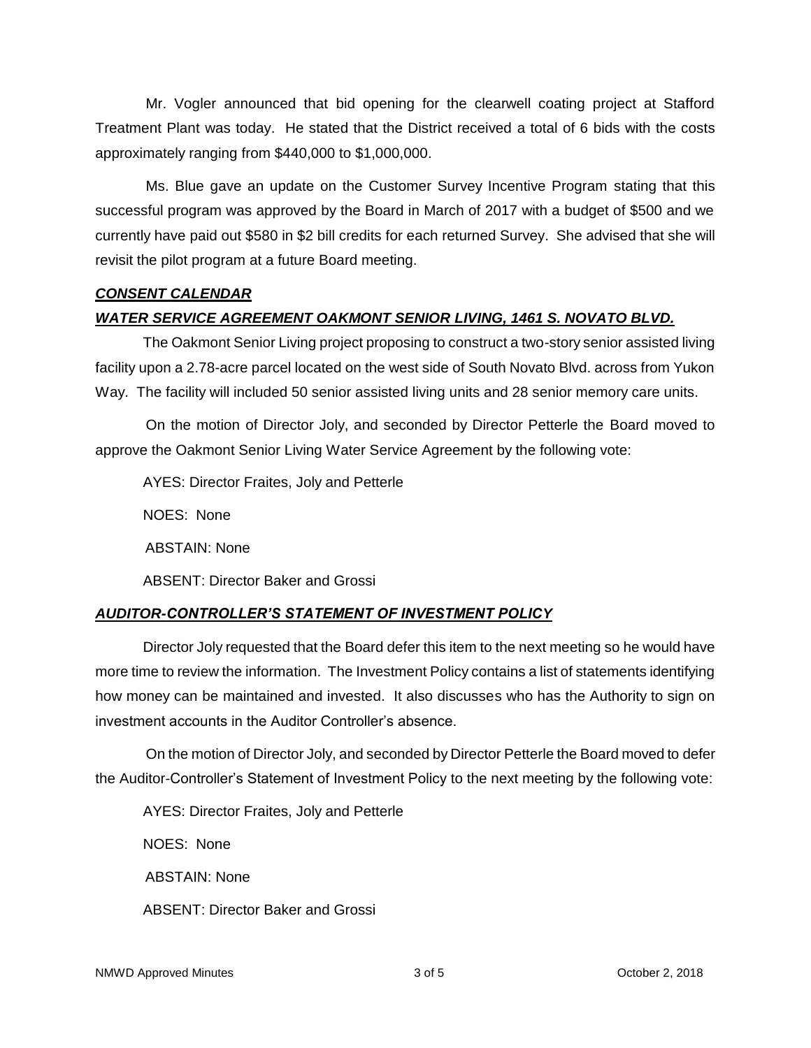Mr. Vogler announced that bid opening for the clearwell coating project at Stafford Treatment Plant was today. He stated that the District received a total of 6 bids with the costs approximately ranging from $440,000 to $1,000,000.

Ms. Blue gave an update on the Customer Survey Incentive Program stating that this successful program was approved by the Board in March of 2017 with a budget of $500 and we currently have paid out $580 in $2 bill credits for each returned Survey. She advised that she will revisit the pilot program at a future Board meeting.

***CONSENT CALENDAR***

***WATER SERVICE AGREEMENT OAKMONT SENIOR LIVING, 1461 S. NOVATO BLVD.***

The Oakmont Senior Living project proposing to construct a two-story senior assisted living facility upon a 2.78-acre parcel located on the west side of South Novato Blvd. across from Yukon Way. The facility will included 50 senior assisted living units and 28 senior memory care units.

On the motion of Director Joly, and seconded by Director Petterle the Board moved to approve the Oakmont Senior Living Water Service Agreement by the following vote:

AYES: Director Fraites, Joly and Petterle

NOES: None

ABSTAIN: None

ABSENT: Director Baker and Grossi

***AUDITOR-CONTROLLER'S STATEMENT OF INVESTMENT POLICY***

Director Joly requested that the Board defer this item to the next meeting so he would have more time to review the information. The Investment Policy contains a list of statements identifying how money can be maintained and invested. It also discusses who has the Authority to sign on investment accounts in the Auditor Controller's absence.

On the motion of Director Joly, and seconded by Director Petterle the Board moved to defer the Auditor-Controller's Statement of Investment Policy to the next meeting by the following vote:

AYES: Director Fraites, Joly and Petterle

NOES: None

ABSTAIN: None

ABSENT: Director Baker and Grossi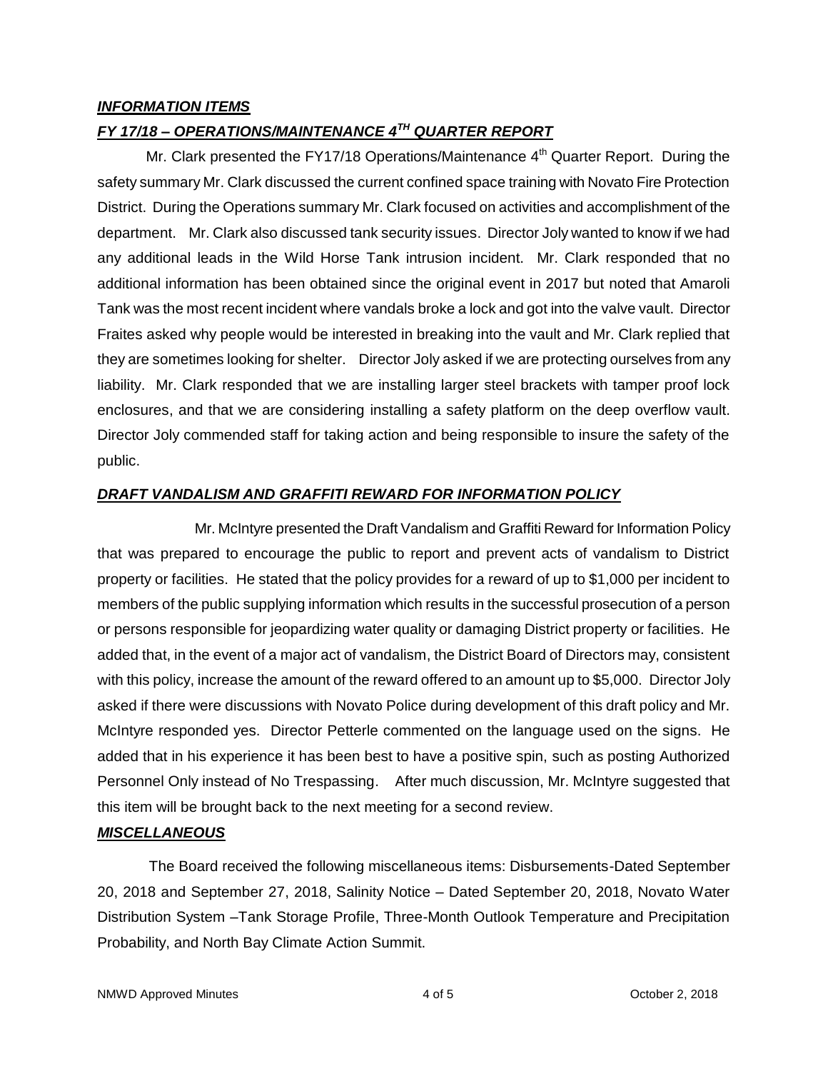***INFORMATION ITEMS***

***FY 17/18 – OPERATIONS/MAINTENANCE 4TH QUARTER REPORT***

Mr. Clark presented the FY17/18 Operations/Maintenance 4th Quarter Report. During the safety summary Mr. Clark discussed the current confined space training with Novato Fire Protection District. During the Operations summary Mr. Clark focused on activities and accomplishment of the department. Mr. Clark also discussed tank security issues. Director Joly wanted to know if we had any additional leads in the Wild Horse Tank intrusion incident. Mr. Clark responded that no additional information has been obtained since the original event in 2017 but noted that Amaroli Tank was the most recent incident where vandals broke a lock and got into the valve vault. Director Fraites asked why people would be interested in breaking into the vault and Mr. Clark replied that they are sometimes looking for shelter. Director Joly asked if we are protecting ourselves from any liability. Mr. Clark responded that we are installing larger steel brackets with tamper proof lock enclosures, and that we are considering installing a safety platform on the deep overflow vault. Director Joly commended staff for taking action and being responsible to insure the safety of the public.

***DRAFT VANDALISM AND GRAFFITI REWARD FOR INFORMATION POLICY***

Mr. McIntyre presented the Draft Vandalism and Graffiti Reward for Information Policy that was prepared to encourage the public to report and prevent acts of vandalism to District property or facilities. He stated that the policy provides for a reward of up to $1,000 per incident to members of the public supplying information which results in the successful prosecution of a person or persons responsible for jeopardizing water quality or damaging District property or facilities. He added that, in the event of a major act of vandalism, the District Board of Directors may, consistent with this policy, increase the amount of the reward offered to an amount up to $5,000. Director Joly asked if there were discussions with Novato Police during development of this draft policy and Mr. McIntyre responded yes. Director Petterle commented on the language used on the signs. He added that in his experience it has been best to have a positive spin, such as posting Authorized Personnel Only instead of No Trespassing. After much discussion, Mr. McIntyre suggested that this item will be brought back to the next meeting for a second review.

***MISCELLANEOUS***

The Board received the following miscellaneous items: Disbursements-Dated September 20, 2018 and September 27, 2018, Salinity Notice – Dated September 20, 2018, Novato Water Distribution System –Tank Storage Profile, Three-Month Outlook Temperature and Precipitation Probability, and North Bay Climate Action Summit.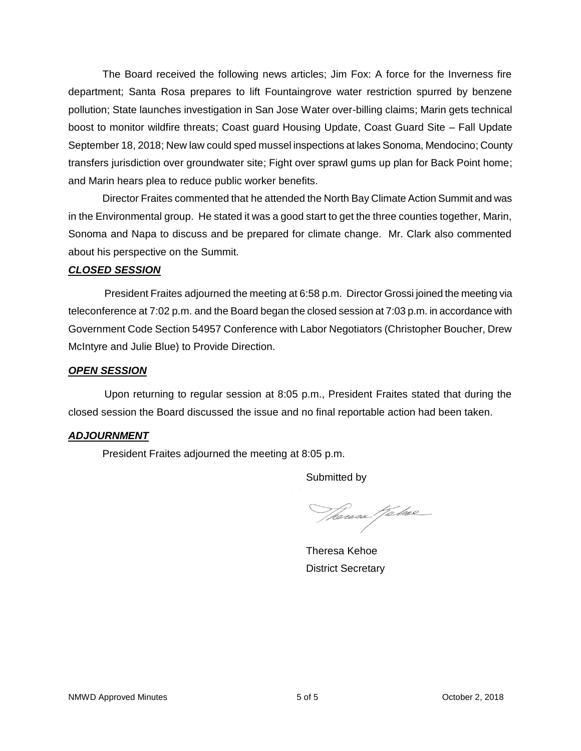The Board received the following news articles; Jim Fox: A force for the Inverness fire department; Santa Rosa prepares to lift Fountaingrove water restriction spurred by benzene pollution; State launches investigation in San Jose Water over-billing claims; Marin gets technical boost to monitor wildfire threats; Coast guard Housing Update, Coast Guard Site – Fall Update September 18, 2018; New law could sped mussel inspections at lakes Sonoma, Mendocino; County transfers jurisdiction over groundwater site; Fight over sprawl gums up plan for Back Point home; and Marin hears plea to reduce public worker benefits.

Director Fraites commented that he attended the North Bay Climate Action Summit and was in the Environmental group. He stated it was a good start to get the three counties together, Marin, Sonoma and Napa to discuss and be prepared for climate change. Mr. Clark also commented about his perspective on the Summit.

***CLOSED SESSION***

President Fraites adjourned the meeting at 6:58 p.m. Director Grossi joined the meeting via teleconference at 7:02 p.m. and the Board began the closed session at 7:03 p.m. in accordance with Government Code Section 54957 Conference with Labor Negotiators (Christopher Boucher, Drew McIntyre and Julie Blue) to Provide Direction.

***OPEN SESSION***

Upon returning to regular session at 8:05 p.m., President Fraites stated that during the closed session the Board discussed the issue and no final reportable action had been taken.

***ADJOURNMENT***

President Fraites adjourned the meeting at 8:05 p.m.

Submitted by

Theresa Kehoe
District Secretary